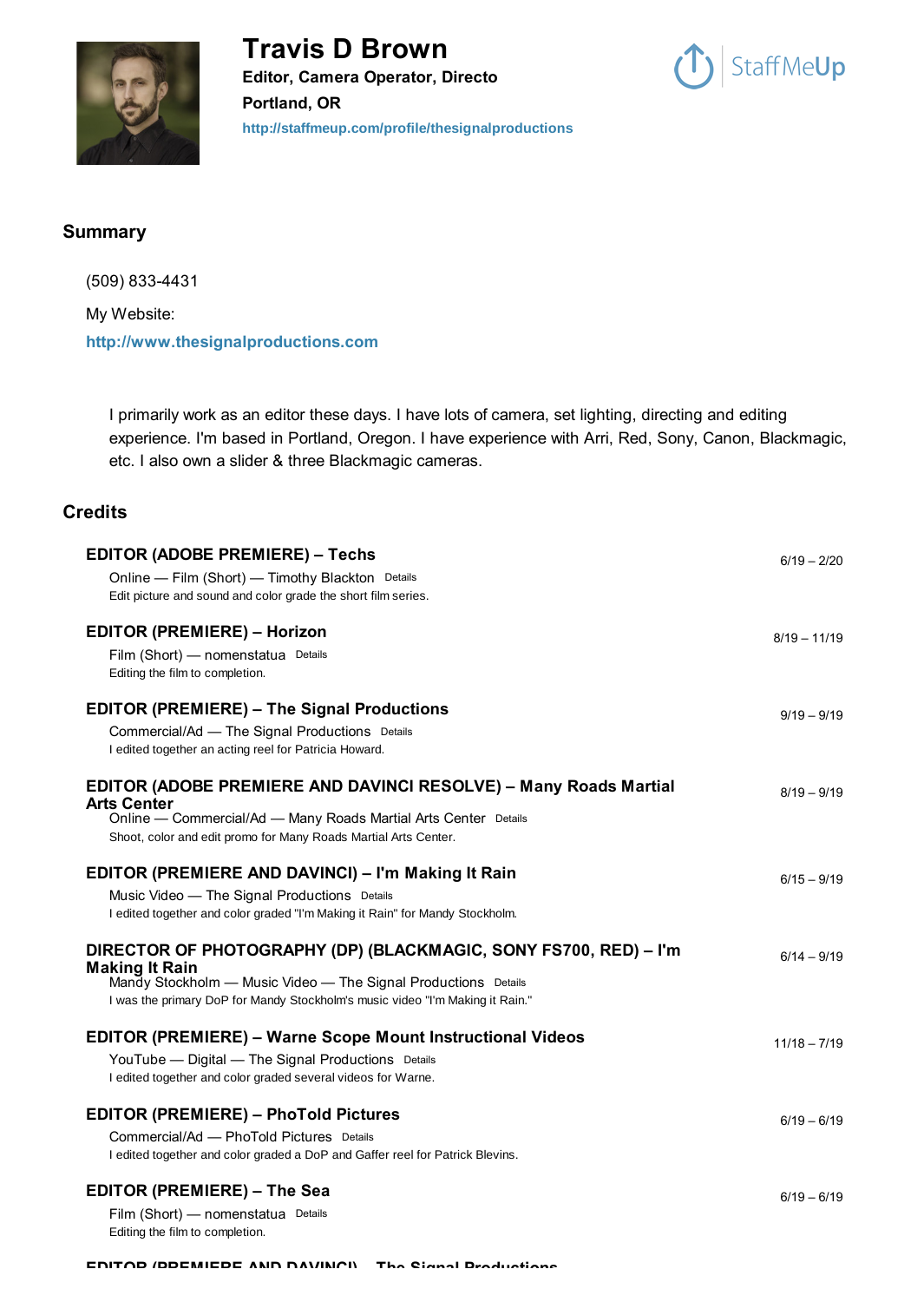# Travis D Brown

**Editor, Camera Operator, Directo**

**Portland, OR**

**http://staffmeup.com/profile/thesignalproductions**

StaffMeUp

## Summary

(509) 833-4431

My Website:

**http://www.thesignalproductions.com**

I primarily work as an editor these days. I have lots of camera, set lighting, directing and editing experience. I'm based in Portland, Oregon. I have experience with Arri, Red, Sony, Canon, Blackmagic, etc. I also own a slider & three Blackmagic cameras.

## Credits

**EDITOR (ADOBE PREMIERE) – Techs** — 6/19 – 2/20

Online — Film (Short) — Timothy Blackton Details

Edit picture and sound and color grade the short film series.

**EDITOR (PREMIERE) – Horizon** — 8/19 – 11/19

Film (Short) — nomenstatua Details

Editing the film to completion.

**EDITOR (PREMIERE) – The Signal Productions** — 9/19 – 9/19

Commercial/Ad — The Signal Productions Details

I edited together an acting reel for Patricia Howard.

**EDITOR (ADOBE PREMIERE AND DAVINCI RESOLVE) – Many Roads Martial Arts Center** — 8/19 – 9/19

Online — Commercial/Ad — Many Roads Martial Arts Center Details

Shoot, color and edit promo for Many Roads Martial Arts Center.

**EDITOR (PREMIERE AND DAVINCI) – I'm Making It Rain** — 6/15 – 9/19

Music Video — The Signal Productions Details

I edited together and color graded "I'm Making it Rain" for Mandy Stockholm.

**DIRECTOR OF PHOTOGRAPHY (DP) (BLACKMAGIC, SONY FS700, RED) – I'm Making It Rain** — 6/14 – 9/19

Mandy Stockholm — Music Video — The Signal Productions Details

I was the primary DoP for Mandy Stockholm's music video "I'm Making it Rain."

**EDITOR (PREMIERE) – Warne Scope Mount Instructional Videos** — 11/18 – 7/19

YouTube — Digital — The Signal Productions Details

I edited together and color graded several videos for Warne.

**EDITOR (PREMIERE) – PhoTold Pictures** — 6/19 – 6/19

Commercial/Ad — PhoTold Pictures Details

I edited together and color graded a DoP and Gaffer reel for Patrick Blevins.

**EDITOR (PREMIERE) – The Sea** — 6/19 – 6/19

Film (Short) — nomenstatua Details

Editing the film to completion.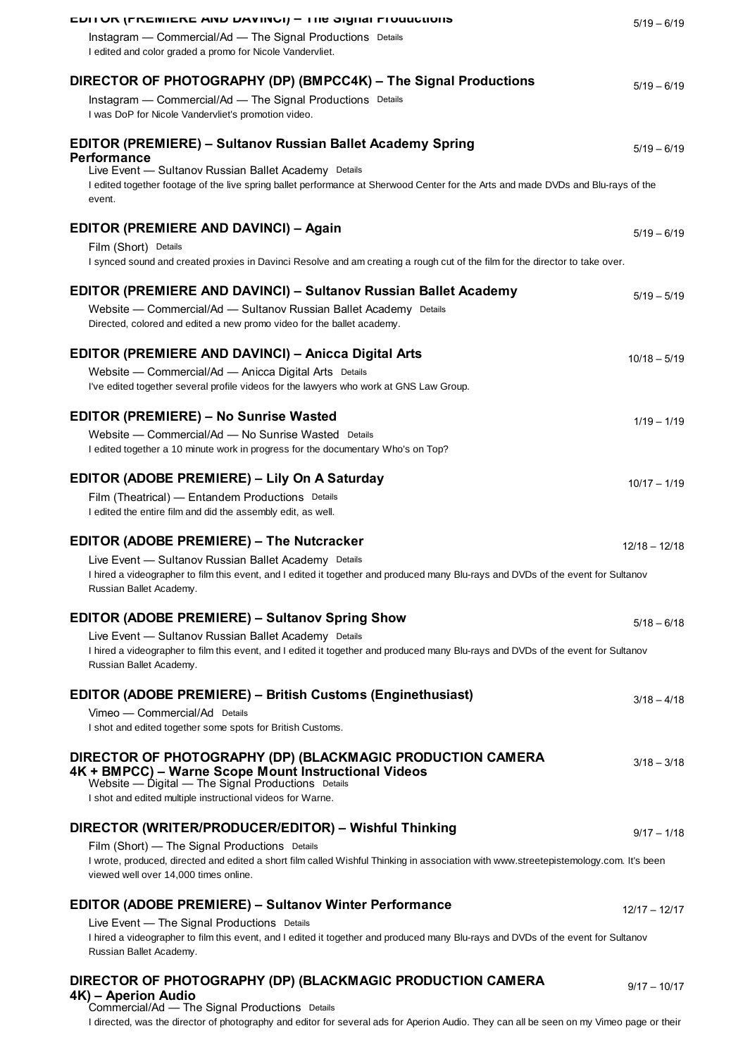**EDITOR (PREMIERE AND DAVINCI) – The Signal Productions** 5/19 – 6/19

Instagram — Commercial/Ad — The Signal Productions Details

I edited and color graded a promo for Nicole Vandervliet.

**DIRECTOR OF PHOTOGRAPHY (DP) (BMPCC4K) – The Signal Productions** 5/19 – 6/19

Instagram — Commercial/Ad — The Signal Productions Details

I was DoP for Nicole Vandervliet's promotion video.

**EDITOR (PREMIERE) – Sultanov Russian Ballet Academy Spring Performance** 5/19 – 6/19

Live Event — Sultanov Russian Ballet Academy Details

I edited together footage of the live spring ballet performance at Sherwood Center for the Arts and made DVDs and Blu-rays of the event.

**EDITOR (PREMIERE AND DAVINCI) – Again** 5/19 – 6/19

Film (Short) Details

I synced sound and created proxies in Davinci Resolve and am creating a rough cut of the film for the director to take over.

**EDITOR (PREMIERE AND DAVINCI) – Sultanov Russian Ballet Academy** 5/19 – 5/19

Website — Commercial/Ad — Sultanov Russian Ballet Academy Details

Directed, colored and edited a new promo video for the ballet academy.

**EDITOR (PREMIERE AND DAVINCI) – Anicca Digital Arts** 10/18 – 5/19

Website — Commercial/Ad — Anicca Digital Arts Details

I've edited together several profile videos for the lawyers who work at GNS Law Group.

**EDITOR (PREMIERE) – No Sunrise Wasted** 1/19 – 1/19

Website — Commercial/Ad — No Sunrise Wasted Details

I edited together a 10 minute work in progress for the documentary Who's on Top?

**EDITOR (ADOBE PREMIERE) – Lily On A Saturday** 10/17 – 1/19

Film (Theatrical) — Entandem Productions Details

I edited the entire film and did the assembly edit, as well.

**EDITOR (ADOBE PREMIERE) – The Nutcracker** 12/18 – 12/18

Live Event — Sultanov Russian Ballet Academy Details

I hired a videographer to film this event, and I edited it together and produced many Blu-rays and DVDs of the event for Sultanov Russian Ballet Academy.

**EDITOR (ADOBE PREMIERE) – Sultanov Spring Show** 5/18 – 6/18

Live Event — Sultanov Russian Ballet Academy Details

I hired a videographer to film this event, and I edited it together and produced many Blu-rays and DVDs of the event for Sultanov Russian Ballet Academy.

**EDITOR (ADOBE PREMIERE) – British Customs (Enginethusiast)** 3/18 – 4/18

Vimeo — Commercial/Ad Details

I shot and edited together some spots for British Customs.

**DIRECTOR OF PHOTOGRAPHY (DP) (BLACKMAGIC PRODUCTION CAMERA 4K + BMPCC) – Warne Scope Mount Instructional Videos** 3/18 – 3/18

Website — Digital — The Signal Productions Details

I shot and edited multiple instructional videos for Warne.

**DIRECTOR (WRITER/PRODUCER/EDITOR) – Wishful Thinking** 9/17 – 1/18

Film (Short) — The Signal Productions Details

I wrote, produced, directed and edited a short film called Wishful Thinking in association with www.streetepistemology.com. It's been viewed well over 14,000 times online.

**EDITOR (ADOBE PREMIERE) – Sultanov Winter Performance** 12/17 – 12/17

Live Event — The Signal Productions Details

I hired a videographer to film this event, and I edited it together and produced many Blu-rays and DVDs of the event for Sultanov Russian Ballet Academy.

**DIRECTOR OF PHOTOGRAPHY (DP) (BLACKMAGIC PRODUCTION CAMERA 4K) – Aperion Audio** 9/17 – 10/17

Commercial/Ad — The Signal Productions Details

I directed, was the director of photography and editor for several ads for Aperion Audio. They can all be seen on my Vimeo page or their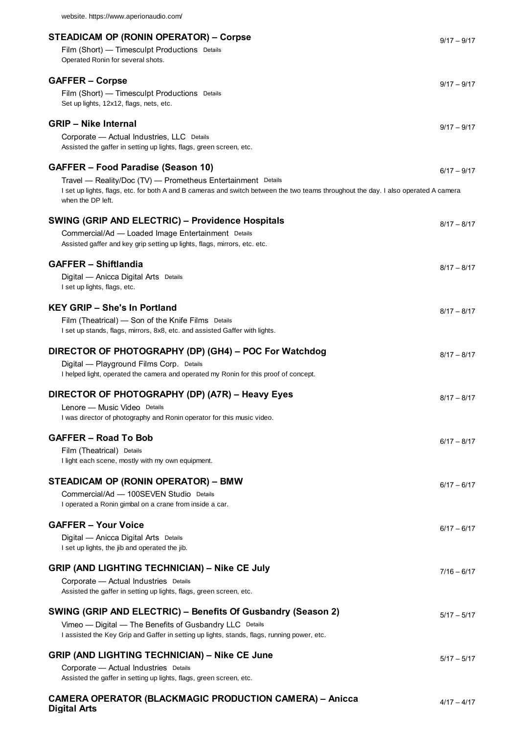website. https://www.aperionaudio.com/

**STEADICAM OP (RONIN OPERATOR) – Corpse** 9/17 – 9/17

Film (Short) — Timesculpt Productions Details

Operated Ronin for several shots.

**GAFFER – Corpse** 9/17 – 9/17

Film (Short) — Timesculpt Productions Details

Set up lights, 12x12, flags, nets, etc.

**GRIP – Nike Internal** 9/17 – 9/17

Corporate — Actual Industries, LLC Details

Assisted the gaffer in setting up lights, flags, green screen, etc.

**GAFFER – Food Paradise (Season 10)** 6/17 – 9/17

Travel — Reality/Doc (TV) — Prometheus Entertainment Details

I set up lights, flags, etc. for both A and B cameras and switch between the two teams throughout the day. I also operated A camera when the DP left.

**SWING (GRIP AND ELECTRIC) – Providence Hospitals** 8/17 – 8/17

Commercial/Ad — Loaded Image Entertainment Details

Assisted gaffer and key grip setting up lights, flags, mirrors, etc. etc.

**GAFFER – Shiftlandia** 8/17 – 8/17

Digital — Anicca Digital Arts Details

I set up lights, flags, etc.

**KEY GRIP – She's In Portland** 8/17 – 8/17

Film (Theatrical) — Son of the Knife Films Details

I set up stands, flags, mirrors, 8x8, etc. and assisted Gaffer with lights.

**DIRECTOR OF PHOTOGRAPHY (DP) (GH4) – POC For Watchdog** 8/17 – 8/17

Digital — Playground Films Corp. Details

I helped light, operated the camera and operated my Ronin for this proof of concept.

**DIRECTOR OF PHOTOGRAPHY (DP) (A7R) – Heavy Eyes** 8/17 – 8/17

Lenore — Music Video Details

I was director of photography and Ronin operator for this music video.

**GAFFER – Road To Bob** 6/17 – 8/17

Film (Theatrical) Details

I light each scene, mostly with my own equipment.

**STEADICAM OP (RONIN OPERATOR) – BMW** 6/17 – 6/17

Commercial/Ad — 100SEVEN Studio Details

I operated a Ronin gimbal on a crane from inside a car.

**GAFFER – Your Voice** 6/17 – 6/17

Digital — Anicca Digital Arts Details

I set up lights, the jib and operated the jib.

**GRIP (AND LIGHTING TECHNICIAN) – Nike CE July** 7/16 – 6/17

Corporate — Actual Industries Details

Assisted the gaffer in setting up lights, flags, green screen, etc.

**SWING (GRIP AND ELECTRIC) – Benefits Of Gusbandry (Season 2)** 5/17 – 5/17

Vimeo — Digital — The Benefits of Gusbandry LLC Details

I assisted the Key Grip and Gaffer in setting up lights, stands, flags, running power, etc.

**GRIP (AND LIGHTING TECHNICIAN) – Nike CE June** 5/17 – 5/17

Corporate — Actual Industries Details

Assisted the gaffer in setting up lights, flags, green screen, etc.

**CAMERA OPERATOR (BLACKMAGIC PRODUCTION CAMERA) – Anicca Digital Arts** 4/17 – 4/17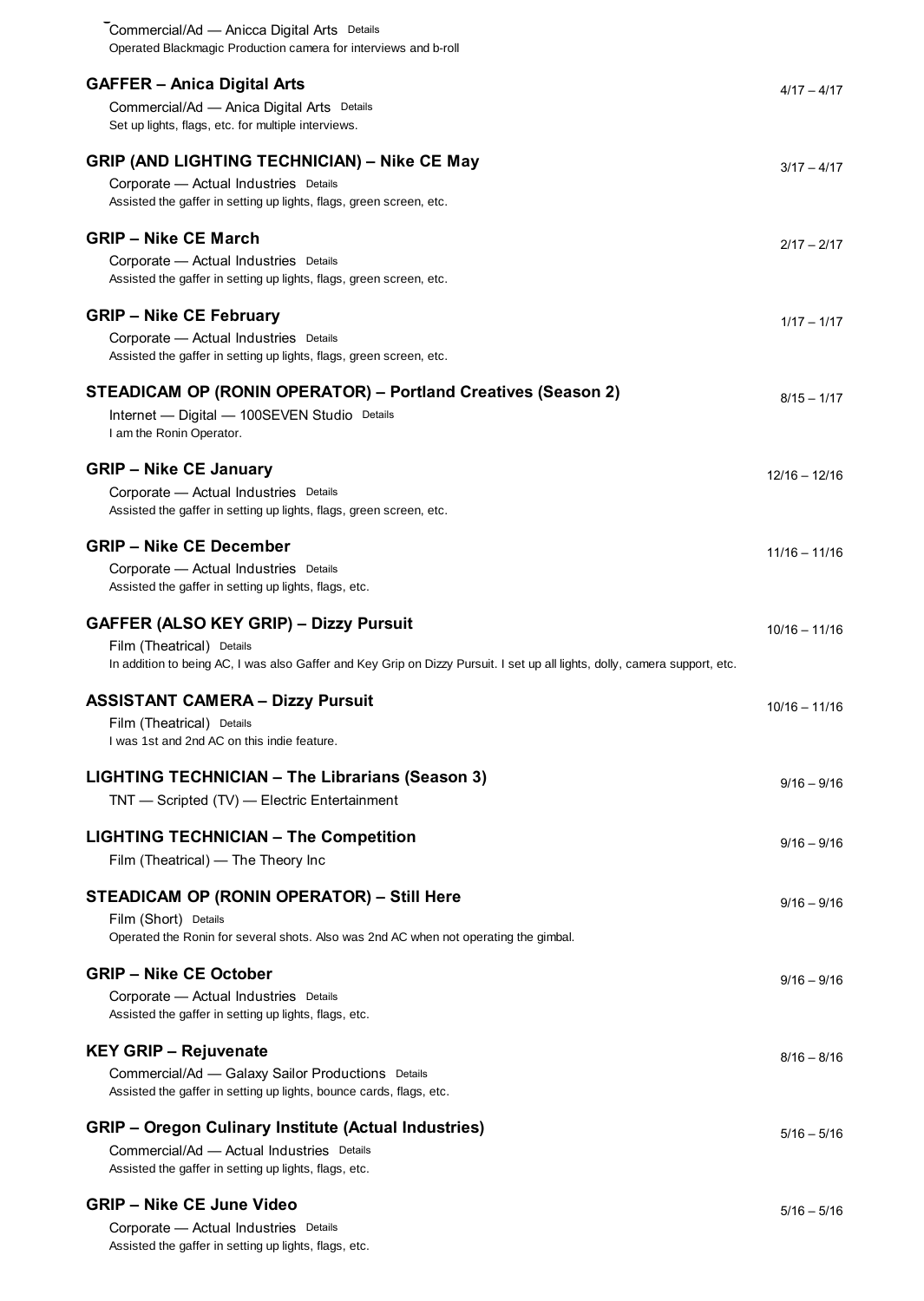Commercial/Ad — Anicca Digital Arts Details
Operated Blackmagic Production camera for interviews and b-roll

### GAFFER – Anica Digital Arts

4/17 – 4/17

Commercial/Ad — Anica Digital Arts Details
Set up lights, flags, etc. for multiple interviews.

### GRIP (AND LIGHTING TECHNICIAN) – Nike CE May

3/17 – 4/17

Corporate — Actual Industries Details
Assisted the gaffer in setting up lights, flags, green screen, etc.

### GRIP – Nike CE March

2/17 – 2/17

Corporate — Actual Industries Details
Assisted the gaffer in setting up lights, flags, green screen, etc.

### GRIP – Nike CE February

1/17 – 1/17

Corporate — Actual Industries Details
Assisted the gaffer in setting up lights, flags, green screen, etc.

### STEADICAM OP (RONIN OPERATOR) – Portland Creatives (Season 2)

8/15 – 1/17

Internet — Digital — 100SEVEN Studio Details
I am the Ronin Operator.

### GRIP – Nike CE January

12/16 – 12/16

Corporate — Actual Industries Details
Assisted the gaffer in setting up lights, flags, green screen, etc.

### GRIP – Nike CE December

11/16 – 11/16

Corporate — Actual Industries Details
Assisted the gaffer in setting up lights, flags, etc.

### GAFFER (ALSO KEY GRIP) – Dizzy Pursuit

10/16 – 11/16

Film (Theatrical) Details
In addition to being AC, I was also Gaffer and Key Grip on Dizzy Pursuit. I set up all lights, dolly, camera support, etc.

### ASSISTANT CAMERA – Dizzy Pursuit

10/16 – 11/16

Film (Theatrical) Details
I was 1st and 2nd AC on this indie feature.

### LIGHTING TECHNICIAN – The Librarians (Season 3)

9/16 – 9/16

TNT — Scripted (TV) — Electric Entertainment

### LIGHTING TECHNICIAN – The Competition

9/16 – 9/16

Film (Theatrical) — The Theory Inc

### STEADICAM OP (RONIN OPERATOR) – Still Here

9/16 – 9/16

Film (Short) Details
Operated the Ronin for several shots. Also was 2nd AC when not operating the gimbal.

### GRIP – Nike CE October

9/16 – 9/16

Corporate — Actual Industries Details
Assisted the gaffer in setting up lights, flags, etc.

### KEY GRIP – Rejuvenate

8/16 – 8/16

Commercial/Ad — Galaxy Sailor Productions Details
Assisted the gaffer in setting up lights, bounce cards, flags, etc.

### GRIP – Oregon Culinary Institute (Actual Industries)

5/16 – 5/16

Commercial/Ad — Actual Industries Details
Assisted the gaffer in setting up lights, flags, etc.

### GRIP – Nike CE June Video

5/16 – 5/16

Corporate — Actual Industries Details
Assisted the gaffer in setting up lights, flags, etc.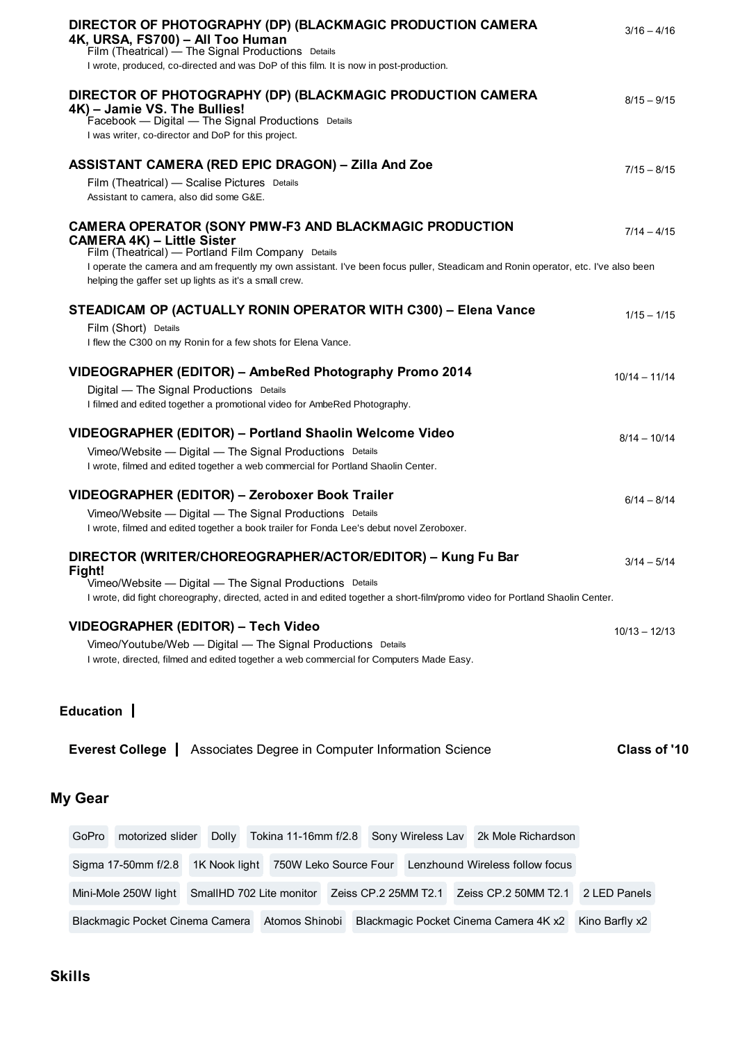### DIRECTOR OF PHOTOGRAPHY (DP) (BLACKMAGIC PRODUCTION CAMERA 4K, URSA, FS700) – All Too Human

3/16 – 4/16

Film (Theatrical) — The Signal Productions Details

I wrote, produced, co-directed and was DoP of this film. It is now in post-production.

### DIRECTOR OF PHOTOGRAPHY (DP) (BLACKMAGIC PRODUCTION CAMERA 4K) – Jamie VS. The Bullies!

8/15 – 9/15

Facebook — Digital — The Signal Productions Details

I was writer, co-director and DoP for this project.

### ASSISTANT CAMERA (RED EPIC DRAGON) – Zilla And Zoe

7/15 – 8/15

Film (Theatrical) — Scalise Pictures Details

Assistant to camera, also did some G&E.

### CAMERA OPERATOR (SONY PMW-F3 AND BLACKMAGIC PRODUCTION CAMERA 4K) – Little Sister

7/14 – 4/15

Film (Theatrical) — Portland Film Company Details

I operate the camera and am frequently my own assistant. I've been focus puller, Steadicam and Ronin operator, etc. I've also been helping the gaffer set up lights as it's a small crew.

### STEADICAM OP (ACTUALLY RONIN OPERATOR WITH C300) – Elena Vance

1/15 – 1/15

Film (Short) Details

I flew the C300 on my Ronin for a few shots for Elena Vance.

### VIDEOGRAPHER (EDITOR) – AmbeRed Photography Promo 2014

10/14 – 11/14

Digital — The Signal Productions Details

I filmed and edited together a promotional video for AmbeRed Photography.

### VIDEOGRAPHER (EDITOR) – Portland Shaolin Welcome Video

8/14 – 10/14

Vimeo/Website — Digital — The Signal Productions Details

I wrote, filmed and edited together a web commercial for Portland Shaolin Center.

### VIDEOGRAPHER (EDITOR) – Zeroboxer Book Trailer

6/14 – 8/14

Vimeo/Website — Digital — The Signal Productions Details

I wrote, filmed and edited together a book trailer for Fonda Lee's debut novel Zeroboxer.

### DIRECTOR (WRITER/CHOREOGRAPHER/ACTOR/EDITOR) – Kung Fu Bar Fight!

3/14 – 5/14

Vimeo/Website — Digital — The Signal Productions Details

I wrote, did fight choreography, directed, acted in and edited together a short-film/promo video for Portland Shaolin Center.

### VIDEOGRAPHER (EDITOR) – Tech Video

10/13 – 12/13

Vimeo/Youtube/Web — Digital — The Signal Productions Details

I wrote, directed, filmed and edited together a web commercial for Computers Made Easy.

## Education

**Everest College** | Associates Degree in Computer Information Science — **Class of '10**

## My Gear

- GoPro
- motorized slider
- Dolly
- Tokina 11-16mm f/2.8
- Sony Wireless Lav
- 2k Mole Richardson
- Sigma 17-50mm f/2.8
- 1K Nook light
- 750W Leko Source Four
- Lenzhound Wireless follow focus
- Mini-Mole 250W light
- SmallHD 702 Lite monitor
- Zeiss CP.2 25MM T2.1
- Zeiss CP.2 50MM T2.1
- 2 LED Panels
- Blackmagic Pocket Cinema Camera
- Atomos Shinobi
- Blackmagic Pocket Cinema Camera 4K x2
- Kino Barfly x2

## Skills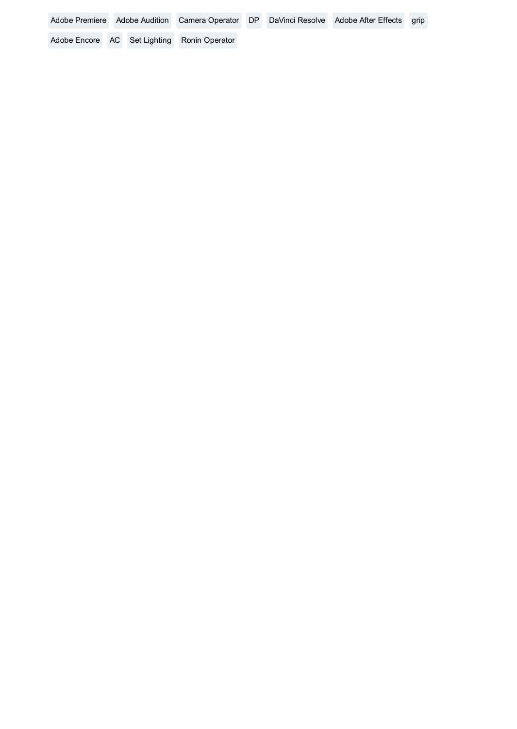Adobe Premiere Adobe Audition Camera Operator DP DaVinci Resolve Adobe After Effects grip

Adobe Encore AC Set Lighting Ronin Operator